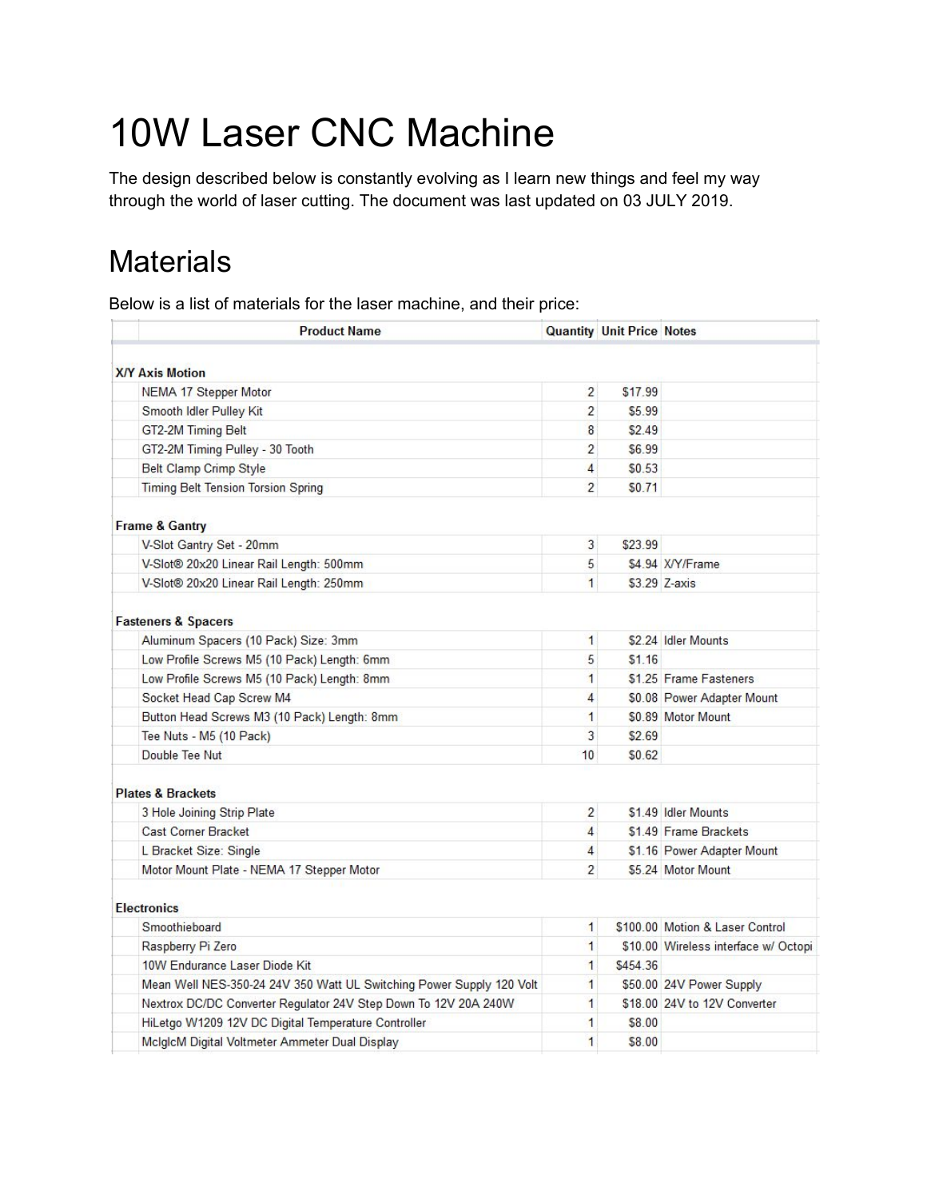# 10W Laser CNC Machine

The design described below is constantly evolving as I learn new things and feel my way through the world of laser cutting. The document was last updated on 03 JULY 2019.

## Materials

Below is a list of materials for the laser machine, and their price:

| Product Name | Quantity | Unit Price | Notes |
|---|---|---|---|
| **X/Y Axis Motion** | | | |
| NEMA 17 Stepper Motor | 2 | $17.99 | |
| Smooth Idler Pulley Kit | 2 | $5.99 | |
| GT2-2M Timing Belt | 8 | $2.49 | |
| GT2-2M Timing Pulley - 30 Tooth | 2 | $6.99 | |
| Belt Clamp Crimp Style | 4 | $0.53 | |
| Timing Belt Tension Torsion Spring | 2 | $0.71 | |
| **Frame & Gantry** | | | |
| V-Slot Gantry Set - 20mm | 3 | $23.99 | |
| V-Slot® 20x20 Linear Rail Length: 500mm | 5 | $4.94 | X/Y/Frame |
| V-Slot® 20x20 Linear Rail Length: 250mm | 1 | $3.29 | Z-axis |
| **Fasteners & Spacers** | | | |
| Aluminum Spacers (10 Pack) Size: 3mm | 1 | $2.24 | Idler Mounts |
| Low Profile Screws M5 (10 Pack) Length: 6mm | 5 | $1.16 | |
| Low Profile Screws M5 (10 Pack) Length: 8mm | 1 | $1.25 | Frame Fasteners |
| Socket Head Cap Screw M4 | 4 | $0.08 | Power Adapter Mount |
| Button Head Screws M3 (10 Pack) Length: 8mm | 1 | $0.89 | Motor Mount |
| Tee Nuts - M5 (10 Pack) | 3 | $2.69 | |
| Double Tee Nut | 10 | $0.62 | |
| **Plates & Brackets** | | | |
| 3 Hole Joining Strip Plate | 2 | $1.49 | Idler Mounts |
| Cast Corner Bracket | 4 | $1.49 | Frame Brackets |
| L Bracket Size: Single | 4 | $1.16 | Power Adapter Mount |
| Motor Mount Plate - NEMA 17 Stepper Motor | 2 | $5.24 | Motor Mount |
| **Electronics** | | | |
| Smoothieboard | 1 | $100.00 | Motion & Laser Control |
| Raspberry Pi Zero | 1 | $10.00 | Wireless interface w/ Octopi |
| 10W Endurance Laser Diode Kit | 1 | $454.36 | |
| Mean Well NES-350-24 24V 350 Watt UL Switching Power Supply 120 Volt | 1 | $50.00 | 24V Power Supply |
| Nextrox DC/DC Converter Regulator 24V Step Down To 12V 20A 240W | 1 | $18.00 | 24V to 12V Converter |
| HiLetgo W1209 12V DC Digital Temperature Controller | 1 | $8.00 | |
| MclglcM Digital Voltmeter Ammeter Dual Display | 1 | $8.00 | |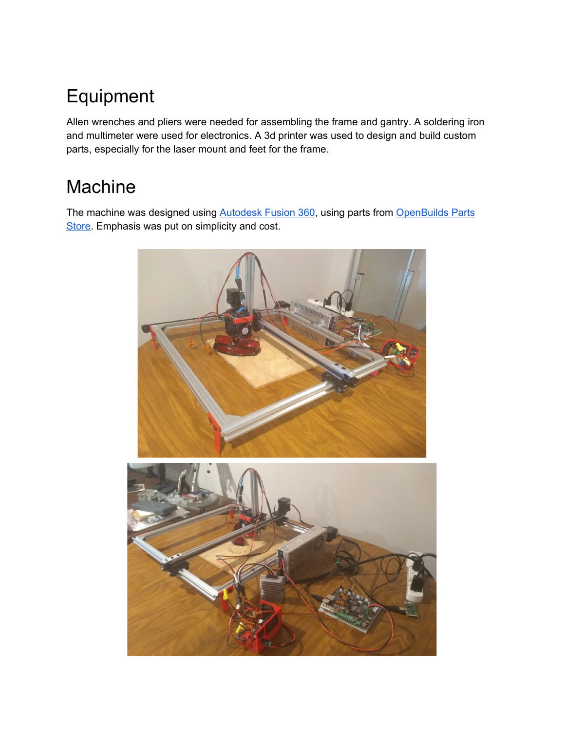# Equipment

Allen wrenches and pliers were needed for assembling the frame and gantry. A soldering iron and multimeter were used for electronics. A 3d printer was used to design and build custom parts, especially for the laser mount and feet for the frame.

# Machine

The machine was designed using [Autodesk Fusion 360](), using parts from [OpenBuilds Parts Store](). Emphasis was put on simplicity and cost.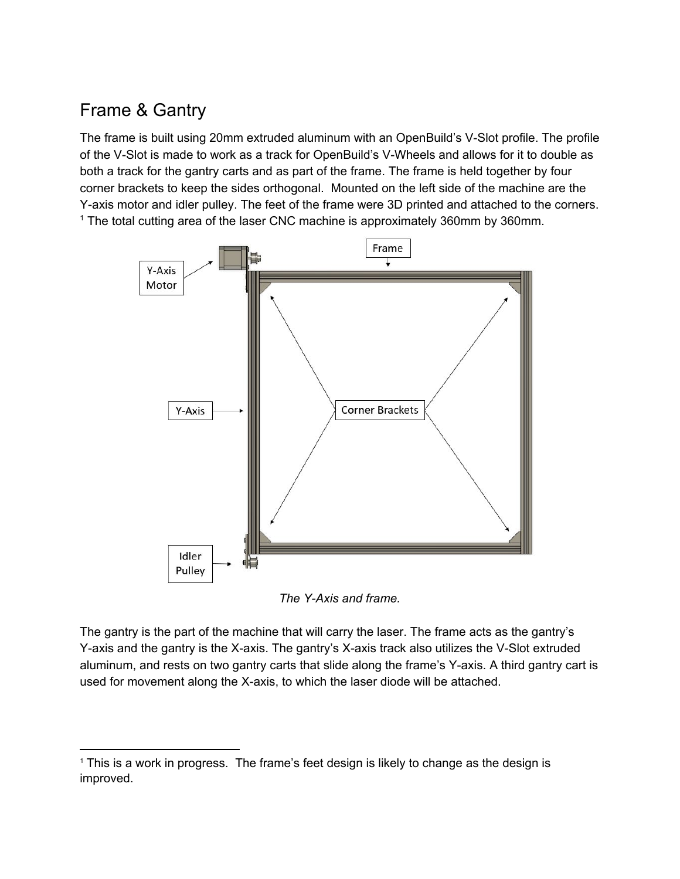## Frame & Gantry

The frame is built using 20mm extruded aluminum with an OpenBuild's V-Slot profile. The profile of the V-Slot is made to work as a track for OpenBuild's V-Wheels and allows for it to double as both a track for the gantry carts and as part of the frame. The frame is held together by four corner brackets to keep the sides orthogonal. Mounted on the left side of the machine are the Y-axis motor and idler pulley. The feet of the frame were 3D printed and attached to the corners. [1] The total cutting area of the laser CNC machine is approximately 360mm by 360mm.

*The Y-Axis and frame.*

The gantry is the part of the machine that will carry the laser. The frame acts as the gantry's Y-axis and the gantry is the X-axis. The gantry's X-axis track also utilizes the V-Slot extruded aluminum, and rests on two gantry carts that slide along the frame's Y-axis. A third gantry cart is used for movement along the X-axis, to which the laser diode will be attached.

---

[1] This is a work in progress. The frame's feet design is likely to change as the design is improved.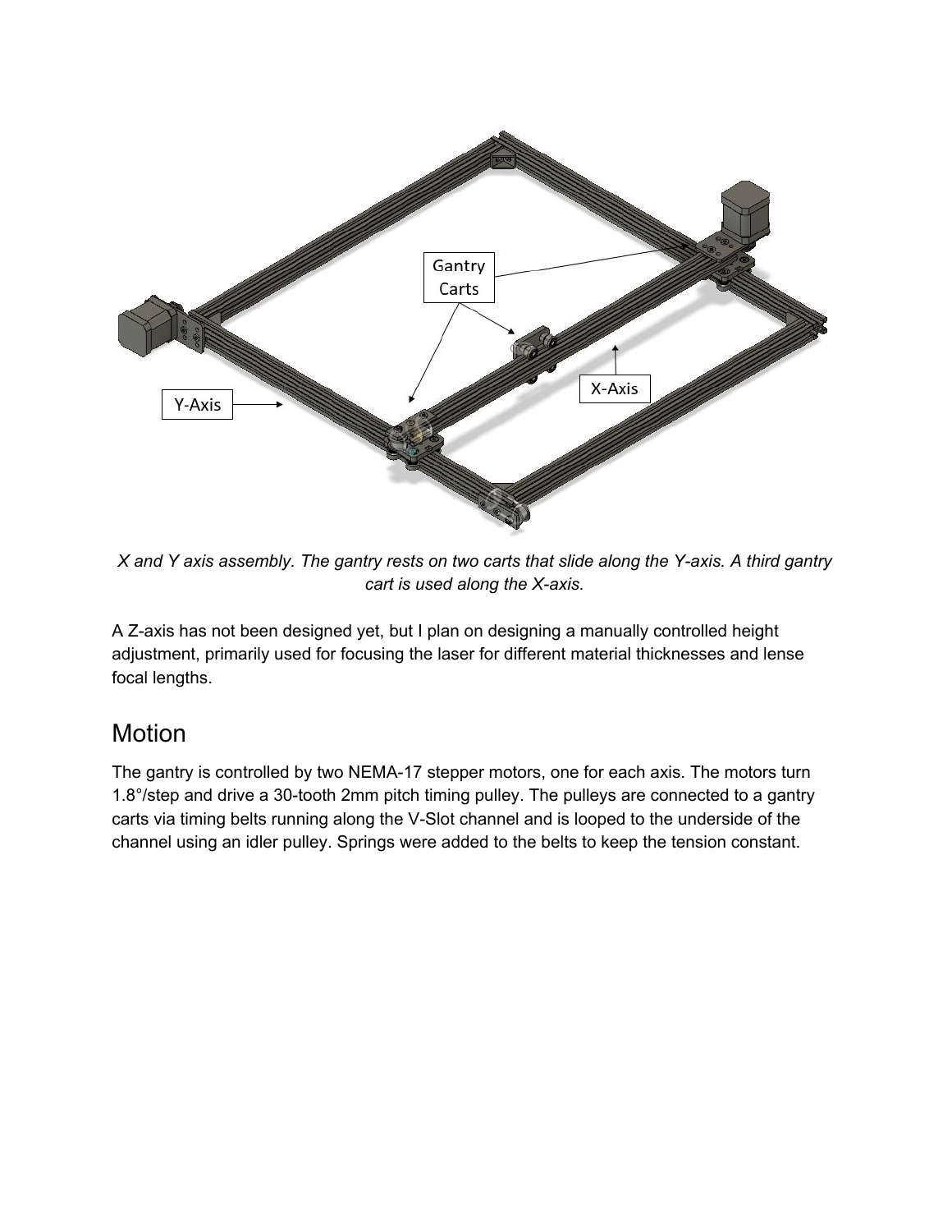*X and Y axis assembly. The gantry rests on two carts that slide along the Y-axis. A third gantry cart is used along the X-axis.*

A Z-axis has not been designed yet, but I plan on designing a manually controlled height adjustment, primarily used for focusing the laser for different material thicknesses and lense focal lengths.

## Motion

The gantry is controlled by two NEMA-17 stepper motors, one for each axis. The motors turn 1.8°/step and drive a 30-tooth 2mm pitch timing pulley. The pulleys are connected to a gantry carts via timing belts running along the V-Slot channel and is looped to the underside of the channel using an idler pulley. Springs were added to the belts to keep the tension constant.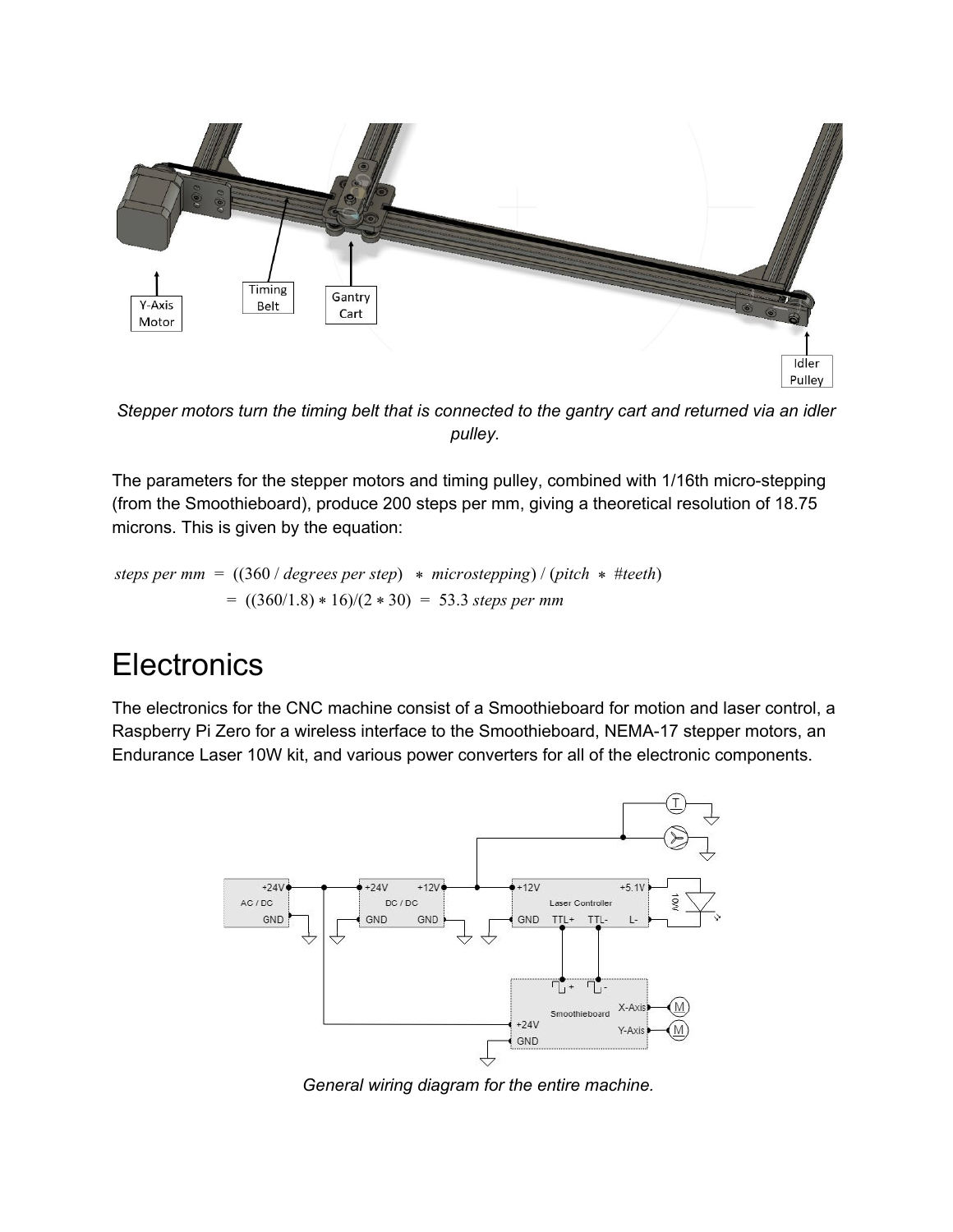*Stepper motors turn the timing belt that is connected to the gantry cart and returned via an idler pulley.*

The parameters for the stepper motors and timing pulley, combined with 1/16th micro-stepping (from the Smoothieboard), produce 200 steps per mm, giving a theoretical resolution of 18.75 microns. This is given by the equation:

$$steps\ per\ mm\ =\ ((360\ /\ degrees\ per\ step)\ *\ microstepping)\ /\ (pitch\ *\ \#teeth)$$
$$=\ ((360/1.8) * 16)/(2 * 30)\ =\ 53.3\ steps\ per\ mm$$

# Electronics

The electronics for the CNC machine consist of a Smoothieboard for motion and laser control, a Raspberry Pi Zero for a wireless interface to the Smoothieboard, NEMA-17 stepper motors, an Endurance Laser 10W kit, and various power converters for all of the electronic components.

*General wiring diagram for the entire machine.*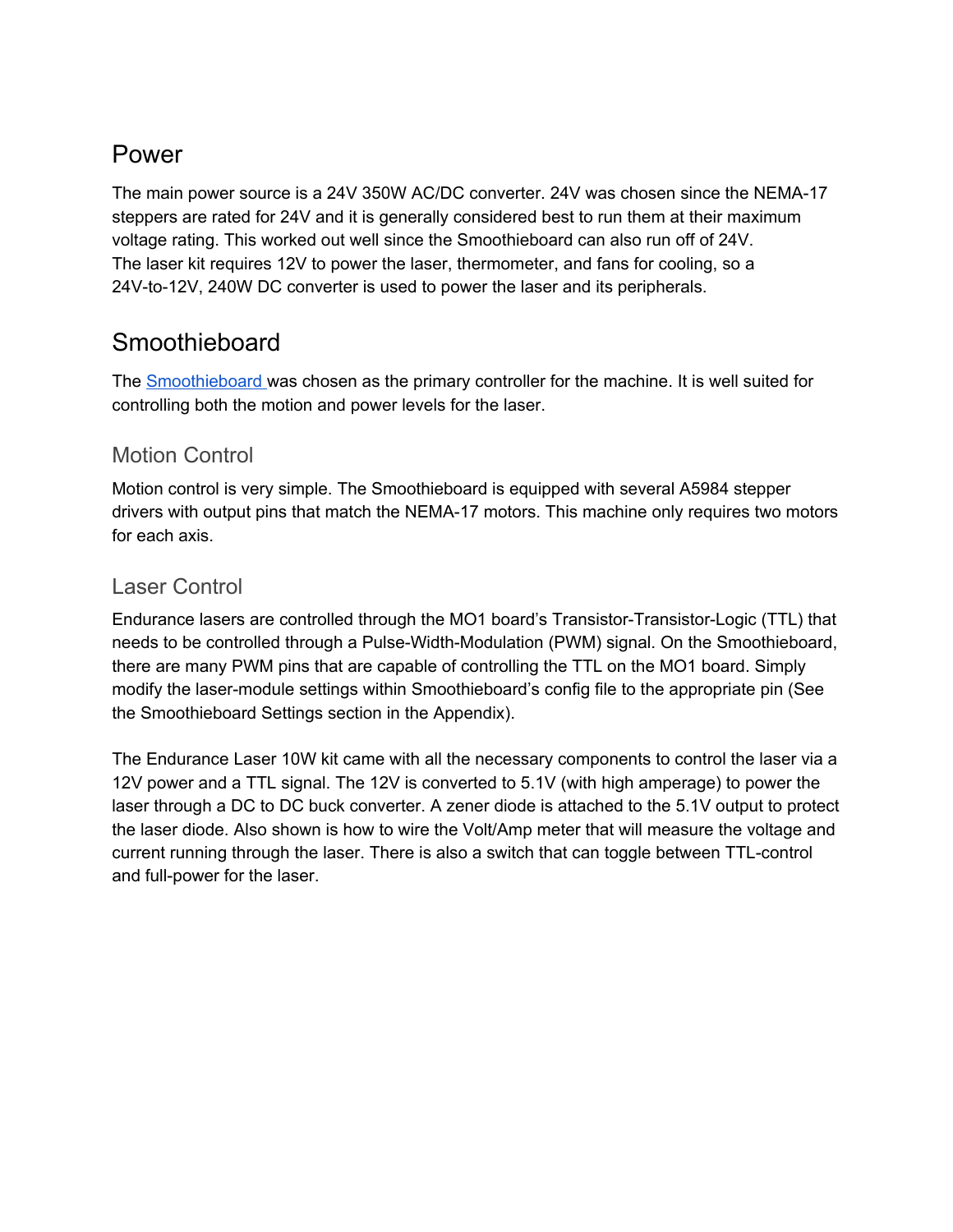# Power

The main power source is a 24V 350W AC/DC converter. 24V was chosen since the NEMA-17 steppers are rated for 24V and it is generally considered best to run them at their maximum voltage rating. This worked out well since the Smoothieboard can also run off of 24V.
The laser kit requires 12V to power the laser, thermometer, and fans for cooling, so a 24V-to-12V, 240W DC converter is used to power the laser and its peripherals.

# Smoothieboard

The [Smoothieboard](#) was chosen as the primary controller for the machine. It is well suited for controlling both the motion and power levels for the laser.

## Motion Control

Motion control is very simple. The Smoothieboard is equipped with several A5984 stepper drivers with output pins that match the NEMA-17 motors. This machine only requires two motors for each axis.

## Laser Control

Endurance lasers are controlled through the MO1 board's Transistor-Transistor-Logic (TTL) that needs to be controlled through a Pulse-Width-Modulation (PWM) signal. On the Smoothieboard, there are many PWM pins that are capable of controlling the TTL on the MO1 board. Simply modify the laser-module settings within Smoothieboard's config file to the appropriate pin (See the Smoothieboard Settings section in the Appendix).

The Endurance Laser 10W kit came with all the necessary components to control the laser via a 12V power and a TTL signal. The 12V is converted to 5.1V (with high amperage) to power the laser through a DC to DC buck converter. A zener diode is attached to the 5.1V output to protect the laser diode. Also shown is how to wire the Volt/Amp meter that will measure the voltage and current running through the laser. There is also a switch that can toggle between TTL-control and full-power for the laser.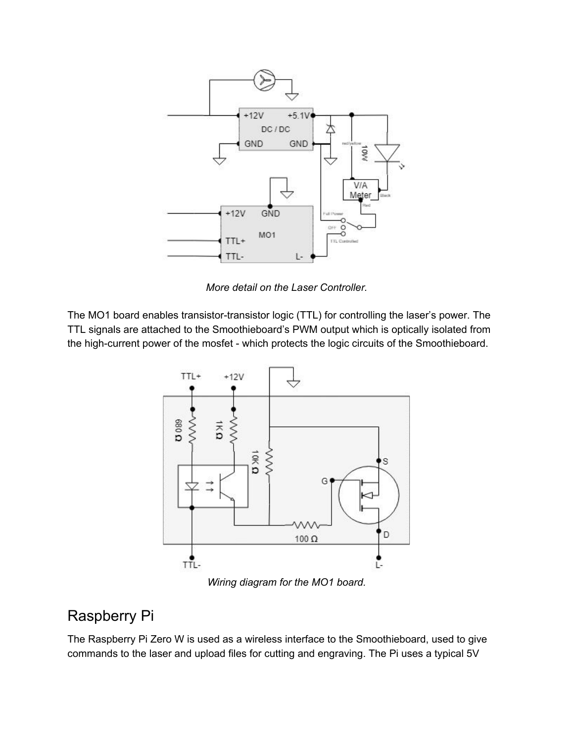*More detail on the Laser Controller.*

The MO1 board enables transistor-transistor logic (TTL) for controlling the laser's power. The TTL signals are attached to the Smoothieboard's PWM output which is optically isolated from the high-current power of the mosfet - which protects the logic circuits of the Smoothieboard.

*Wiring diagram for the MO1 board.*

## Raspberry Pi

The Raspberry Pi Zero W is used as a wireless interface to the Smoothieboard, used to give commands to the laser and upload files for cutting and engraving. The Pi uses a typical 5V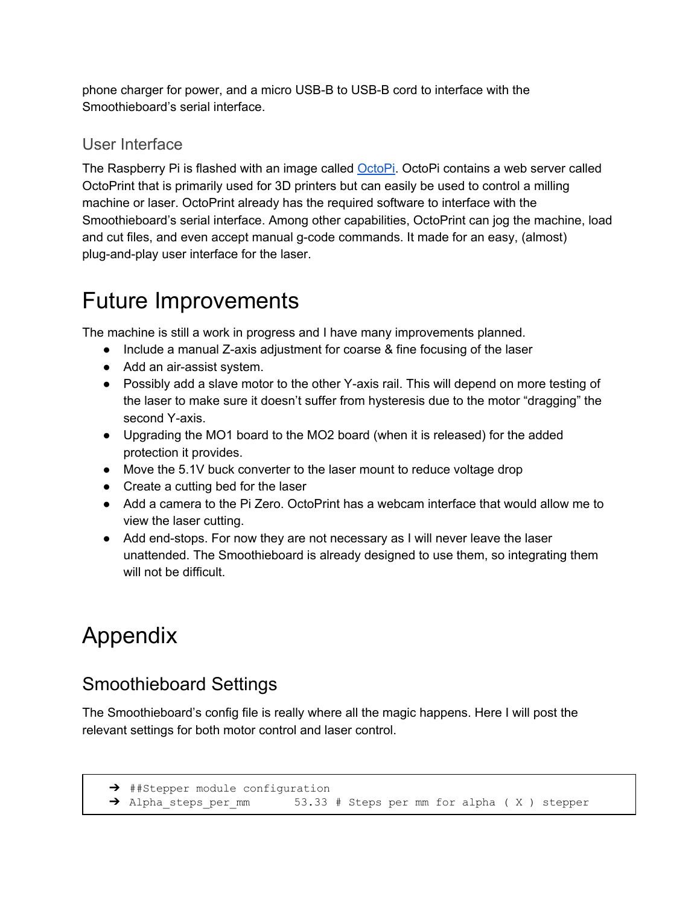phone charger for power, and a micro USB-B to USB-B cord to interface with the Smoothieboard's serial interface.

### User Interface

The Raspberry Pi is flashed with an image called OctoPi. OctoPi contains a web server called OctoPrint that is primarily used for 3D printers but can easily be used to control a milling machine or laser. OctoPrint already has the required software to interface with the Smoothieboard's serial interface. Among other capabilities, OctoPrint can jog the machine, load and cut files, and even accept manual g-code commands. It made for an easy, (almost) plug-and-play user interface for the laser.

# Future Improvements

The machine is still a work in progress and I have many improvements planned.

- Include a manual Z-axis adjustment for coarse & fine focusing of the laser
- Add an air-assist system.
- Possibly add a slave motor to the other Y-axis rail. This will depend on more testing of the laser to make sure it doesn't suffer from hysteresis due to the motor "dragging" the second Y-axis.
- Upgrading the MO1 board to the MO2 board (when it is released) for the added protection it provides.
- Move the 5.1V buck converter to the laser mount to reduce voltage drop
- Create a cutting bed for the laser
- Add a camera to the Pi Zero. OctoPrint has a webcam interface that would allow me to view the laser cutting.
- Add end-stops. For now they are not necessary as I will never leave the laser unattended. The Smoothieboard is already designed to use them, so integrating them will not be difficult.

# Appendix

## Smoothieboard Settings

The Smoothieboard's config file is really where all the magic happens. Here I will post the relevant settings for both motor control and laser control.

```
➔ ##Stepper module configuration
➔ Alpha_steps_per_mm       53.33 # Steps per mm for alpha ( X ) stepper
```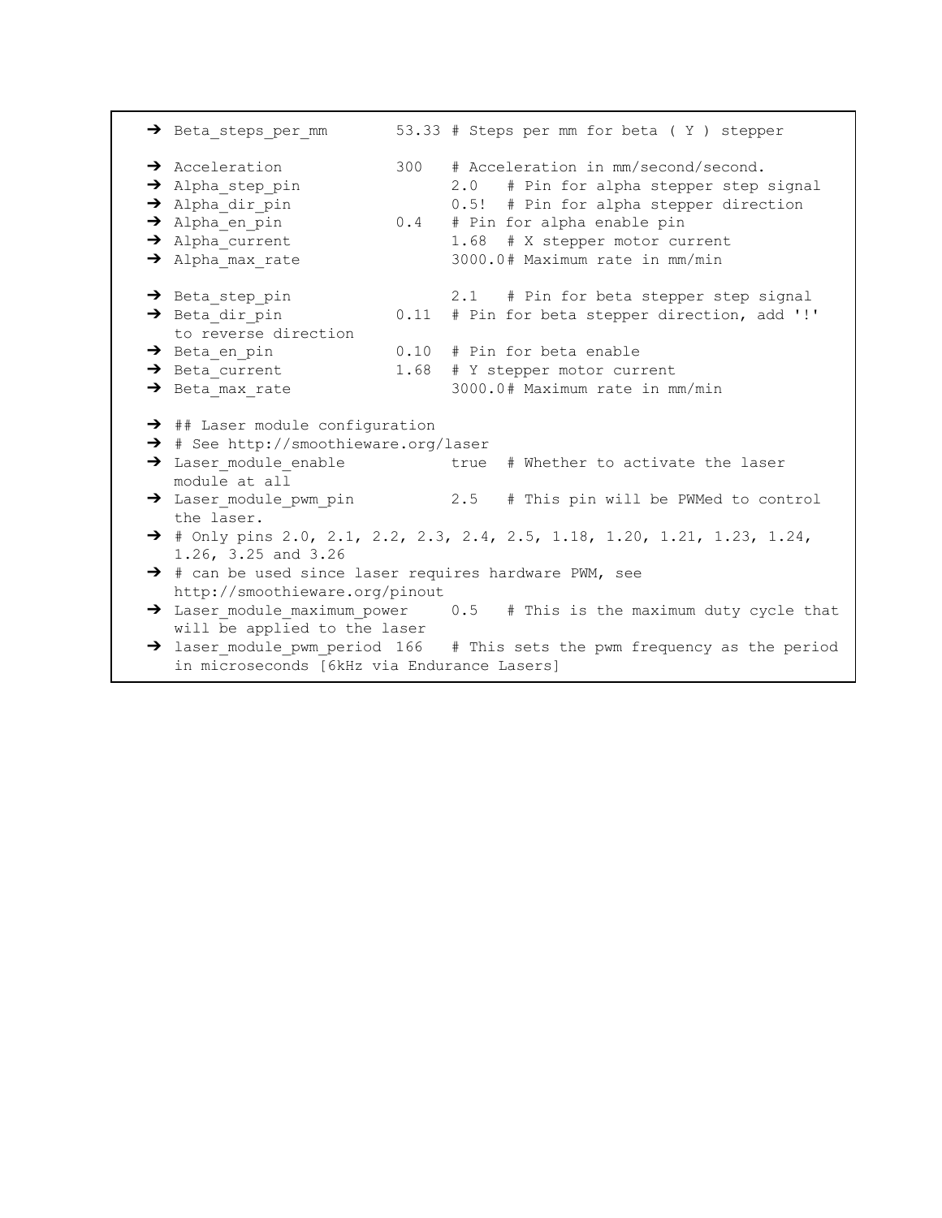- ➔ Beta_steps_per_mm 53.33 # Steps per mm for beta ( Y ) stepper

- ➔ Acceleration 300 # Acceleration in mm/second/second.
- ➔ Alpha_step_pin 2.0 # Pin for alpha stepper step signal
- ➔ Alpha_dir_pin 0.5! # Pin for alpha stepper direction
- ➔ Alpha_en_pin 0.4 # Pin for alpha enable pin
- ➔ Alpha_current 1.68 # X stepper motor current
- ➔ Alpha_max_rate 3000.0# Maximum rate in mm/min

- ➔ Beta_step_pin 2.1 # Pin for beta stepper step signal
- ➔ Beta_dir_pin 0.11 # Pin for beta stepper direction, add '!' to reverse direction
- ➔ Beta_en_pin 0.10 # Pin for beta enable
- ➔ Beta_current 1.68 # Y stepper motor current
- ➔ Beta_max_rate 3000.0# Maximum rate in mm/min

- ➔ ## Laser module configuration
- ➔ # See http://smoothieware.org/laser
- ➔ Laser_module_enable true # Whether to activate the laser module at all
- ➔ Laser_module_pwm_pin 2.5 # This pin will be PWMed to control the laser.
- ➔ # Only pins 2.0, 2.1, 2.2, 2.3, 2.4, 2.5, 1.18, 1.20, 1.21, 1.23, 1.24, 1.26, 3.25 and 3.26
- ➔ # can be used since laser requires hardware PWM, see http://smoothieware.org/pinout
- ➔ Laser_module_maximum_power 0.5 # This is the maximum duty cycle that will be applied to the laser
- ➔ laser_module_pwm_period 166 # This sets the pwm frequency as the period in microseconds [6kHz via Endurance Lasers]